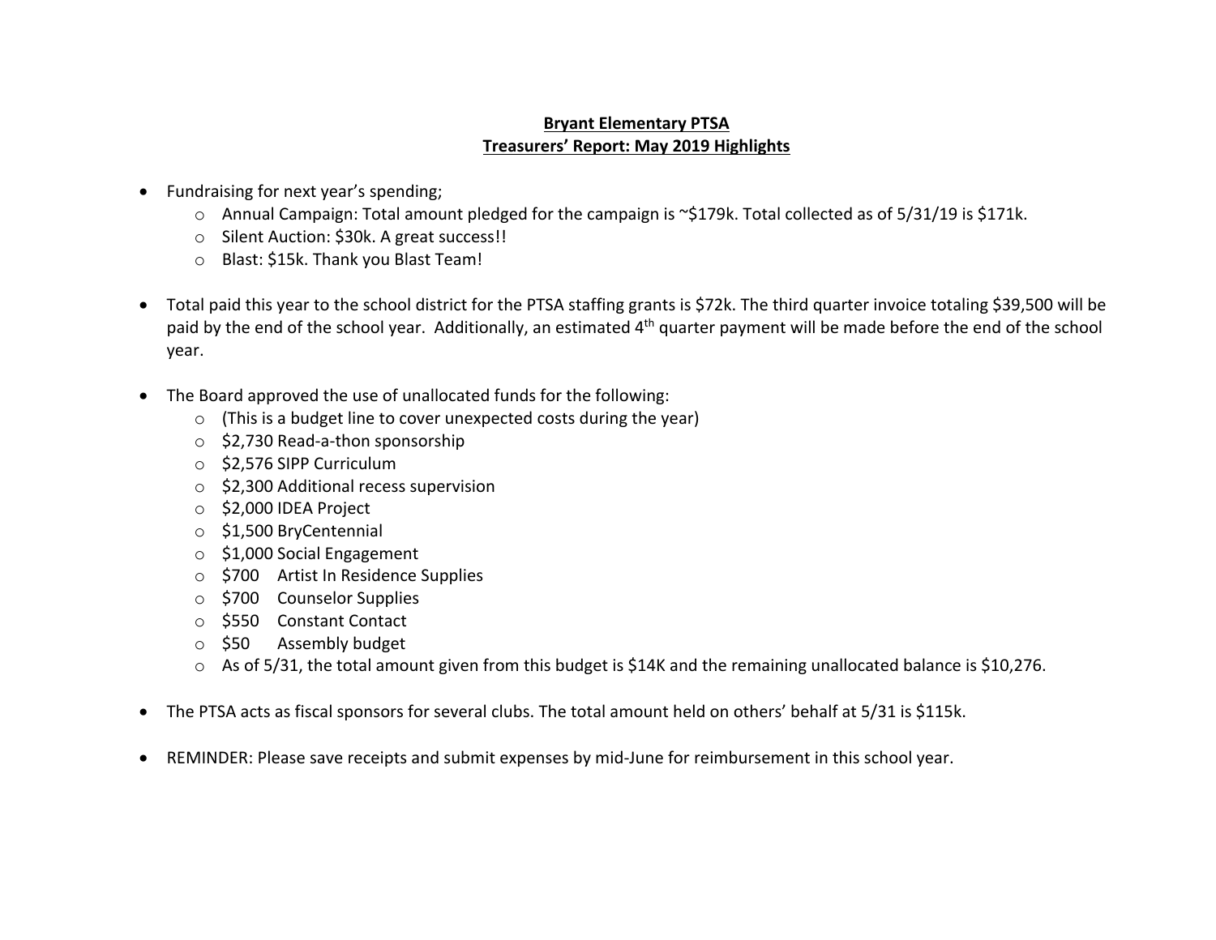**Bryant Elementary PTSA**
**Treasurers' Report: May 2019 Highlights**

- Fundraising for next year's spending;
  - Annual Campaign: Total amount pledged for the campaign is ~$179k. Total collected as of 5/31/19 is $171k.
  - Silent Auction: $30k. A great success!!
  - Blast: $15k. Thank you Blast Team!

- Total paid this year to the school district for the PTSA staffing grants is $72k. The third quarter invoice totaling $39,500 will be paid by the end of the school year. Additionally, an estimated 4th quarter payment will be made before the end of the school year.

- The Board approved the use of unallocated funds for the following:
  - (This is a budget line to cover unexpected costs during the year)
  - $2,730 Read-a-thon sponsorship
  - $2,576 SIPP Curriculum
  - $2,300 Additional recess supervision
  - $2,000 IDEA Project
  - $1,500 BryCentennial
  - $1,000 Social Engagement
  - $700 Artist In Residence Supplies
  - $700 Counselor Supplies
  - $550 Constant Contact
  - $50 Assembly budget
  - As of 5/31, the total amount given from this budget is $14K and the remaining unallocated balance is $10,276.

- The PTSA acts as fiscal sponsors for several clubs. The total amount held on others' behalf at 5/31 is $115k.

- REMINDER: Please save receipts and submit expenses by mid-June for reimbursement in this school year.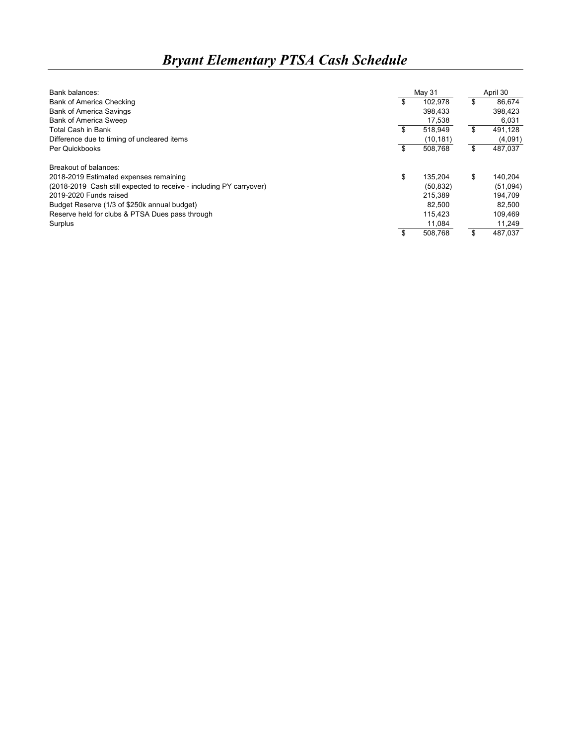# *Bryant Elementary PTSA Cash Schedule*

| Bank balances: | May 31 | April 30 |
|---|---|---|
| Bank of America Checking | $ 102,978 | $ 86,674 |
| Bank of America Savings | 398,433 | 398,423 |
| Bank of America Sweep | 17,538 | 6,031 |
| Total Cash in Bank | $ 518,949 | $ 491,128 |
| Difference due to timing of uncleared items | (10,181) | (4,091) |
| Per Quickbooks | $ 508,768 | $ 487,037 |
| | | |
| Breakout of balances: | | |
| 2018-2019 Estimated expenses remaining | $ 135,204 | $ 140,204 |
| (2018-2019 Cash still expected to receive - including PY carryover) | (50,832) | (51,094) |
| 2019-2020 Funds raised | 215,389 | 194,709 |
| Budget Reserve (1/3 of $250k annual budget) | 82,500 | 82,500 |
| Reserve held for clubs & PTSA Dues pass through | 115,423 | 109,469 |
| Surplus | 11,084 | 11,249 |
| | $ 508,768 | $ 487,037 |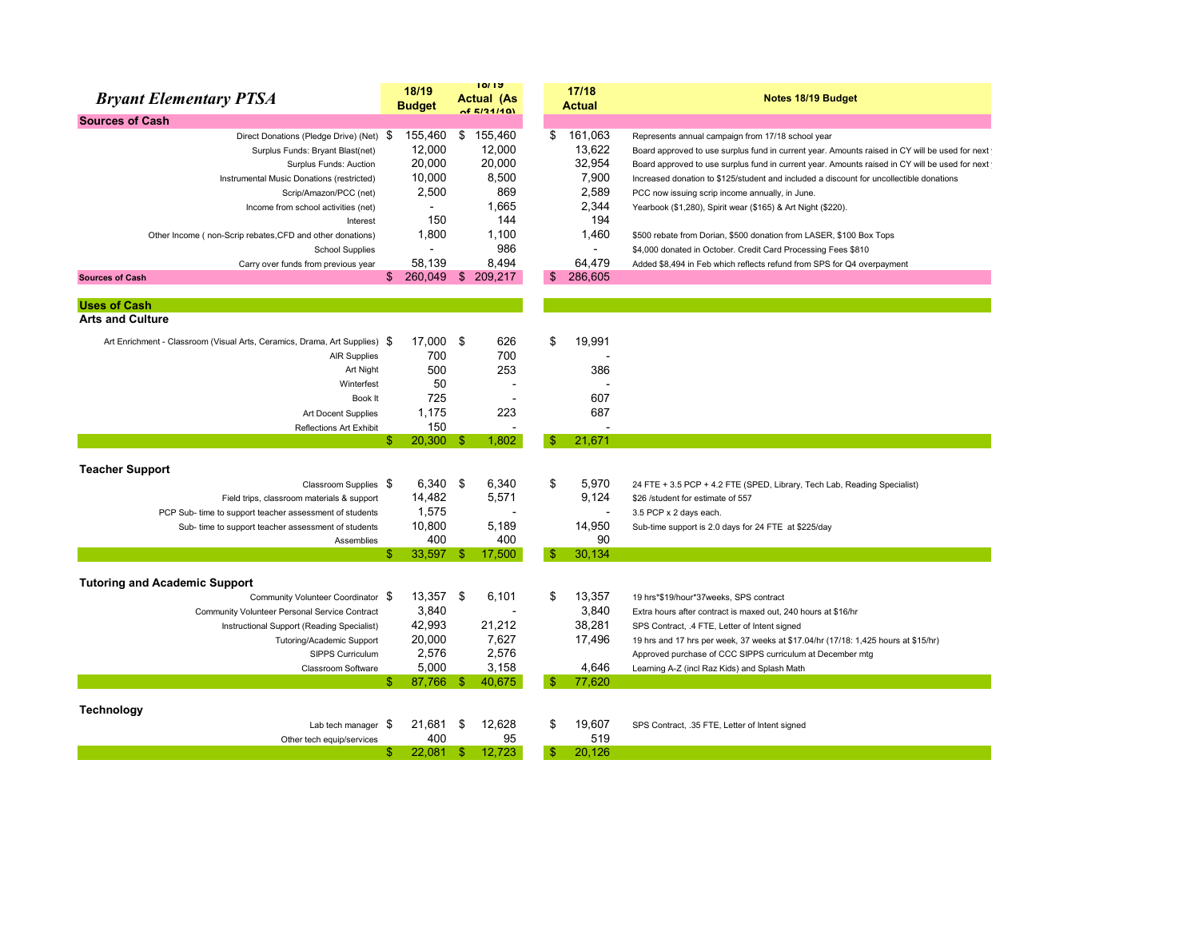# *Bryant Elementary PTSA*

| | 18/19 Budget | 18/19 Actual (As of 5/31/19) | 17/18 Actual | Notes 18/19 Budget |
|---|---|---|---|---|
| **Sources of Cash** | | | | |
| Direct Donations (Pledge Drive) (Net) | $ 155,460 | $ 155,460 | $ 161,063 | Represents annual campaign from 17/18 school year |
| Surplus Funds: Bryant Blast(net) | 12,000 | 12,000 | 13,622 | Board approved to use surplus fund in current year. Amounts raised in CY will be used for next |
| Surplus Funds: Auction | 20,000 | 20,000 | 32,954 | Board approved to use surplus fund in current year. Amounts raised in CY will be used for next |
| Instrumental Music Donations (restricted) | 10,000 | 8,500 | 7,900 | Increased donation to $125/student and included a discount for uncollectible donations |
| Scrip/Amazon/PCC (net) | 2,500 | 869 | 2,589 | PCC now issuing scrip income annually, in June. |
| Income from school activities (net) | - | 1,665 | 2,344 | Yearbook ($1,280), Spirit wear ($165) & Art Night ($220). |
| Interest | 150 | 144 | 194 | |
| Other Income ( non-Scrip rebates,CFD and other donations) | 1,800 | 1,100 | 1,460 | $500 rebate from Dorian, $500 donation from LASER, $100 Box Tops |
| School Supplies | - | 986 | - | $4,000 donated in October. Credit Card Processing Fees $810 |
| Carry over funds from previous year | 58,139 | 8,494 | 64,479 | Added $8,494 in Feb which reflects refund from SPS for Q4 overpayment |
| **Sources of Cash** | $ 260,049 | $ 209,217 | $ 286,605 | |
| | | | | |
| **Uses of Cash** | | | | |
| **Arts and Culture** | | | | |
| Art Enrichment - Classroom (Visual Arts, Ceramics, Drama, Art Supplies) | $ 17,000 | $ 626 | $ 19,991 | |
| AIR Supplies | 700 | 700 | - | |
| Art Night | 500 | 253 | 386 | |
| Winterfest | 50 | - | - | |
| Book It | 725 | - | 607 | |
| Art Docent Supplies | 1,175 | 223 | 687 | |
| Reflections Art Exhibit | 150 | - | - | |
| | $ 20,300 | $ 1,802 | $ 21,671 | |
| | | | | |
| **Teacher Support** | | | | |
| Classroom Supplies | $ 6,340 | $ 6,340 | $ 5,970 | 24 FTE + 3.5 PCP + 4.2 FTE (SPED, Library, Tech Lab, Reading Specialist) |
| Field trips, classroom materials & support | 14,482 | 5,571 | 9,124 | $26 /student for estimate of 557 |
| PCP Sub- time to support teacher assessment of students | 1,575 | - | - | 3.5 PCP x 2 days each. |
| Sub- time to support teacher assessment of students | 10,800 | 5,189 | 14,950 | Sub-time support is 2.0 days for 24 FTE at $225/day |
| Assemblies | 400 | 400 | 90 | |
| | $ 33,597 | $ 17,500 | $ 30,134 | |
| | | | | |
| **Tutoring and Academic Support** | | | | |
| Community Volunteer Coordinator | $ 13,357 | $ 6,101 | $ 13,357 | 19 hrs*$19/hour*37weeks, SPS contract |
| Community Volunteer Personal Service Contract | 3,840 | - | 3,840 | Extra hours after contract is maxed out, 240 hours at $16/hr |
| Instructional Support (Reading Specialist) | 42,993 | 21,212 | 38,281 | SPS Contract, .4 FTE, Letter of Intent signed |
| Tutoring/Academic Support | 20,000 | 7,627 | 17,496 | 19 hrs and 17 hrs per week, 37 weeks at $17.04/hr (17/18: 1,425 hours at $15/hr) |
| SIPPS Curriculum | 2,576 | 2,576 | | Approved purchase of CCC SIPPS curriculum at December mtg |
| Classroom Software | 5,000 | 3,158 | 4,646 | Learning A-Z (incl Raz Kids) and Splash Math |
| | $ 87,766 | $ 40,675 | $ 77,620 | |
| | | | | |
| **Technology** | | | | |
| Lab tech manager | $ 21,681 | $ 12,628 | $ 19,607 | SPS Contract, .35 FTE, Letter of Intent signed |
| Other tech equip/services | 400 | 95 | 519 | |
| | $ 22,081 | $ 12,723 | $ 20,126 | |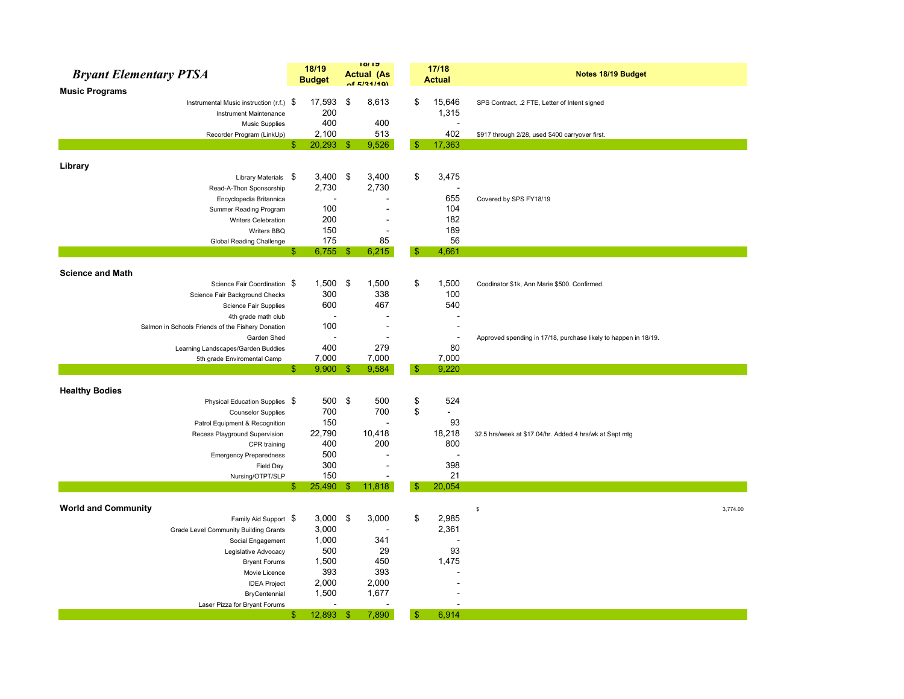# *Bryant Elementary PTSA*

| | 18/19 Budget | 18/19 Actual (As of 5/31/19) | 17/18 Actual | Notes 18/19 Budget |
|---|---|---|---|---|
| **Music Programs** | | | | |
| Instrumental Music instruction (r.f.) | $ 17,593 | $ 8,613 | $ 15,646 | SPS Contract, .2 FTE, Letter of Intent signed |
| Instrument Maintenance | 200 | | 1,315 | |
| Music Supplies | 400 | 400 | - | |
| Recorder Program (LinkUp) | 2,100 | 513 | 402 | $917 through 2/28, used $400 carryover first. |
| | $ 20,293 | $ 9,526 | $ 17,363 | |
| **Library** | | | | |
| Library Materials | $ 3,400 | $ 3,400 | $ 3,475 | |
| Read-A-Thon Sponsorship | 2,730 | 2,730 | - | |
| Encyclopedia Britannica | - | - | 655 | Covered by SPS FY18/19 |
| Summer Reading Program | 100 | - | 104 | |
| Writers Celebration | 200 | - | 182 | |
| Writers BBQ | 150 | - | 189 | |
| Global Reading Challenge | 175 | 85 | 56 | |
| | $ 6,755 | $ 6,215 | $ 4,661 | |
| **Science and Math** | | | | |
| Science Fair Coordination | $ 1,500 | $ 1,500 | $ 1,500 | Coodinator $1k, Ann Marie $500. Confirmed. |
| Science Fair Background Checks | 300 | 338 | 100 | |
| Science Fair Supplies | 600 | 467 | 540 | |
| 4th grade math club | - | - | - | |
| Salmon in Schools Friends of the Fishery Donation | 100 | - | - | |
| Garden Shed | - | - | - | Approved spending in 17/18, purchase likely to happen in 18/19. |
| Learning Landscapes/Garden Buddies | 400 | 279 | 80 | |
| 5th grade Enviromental Camp | 7,000 | 7,000 | 7,000 | |
| | $ 9,900 | $ 9,584 | $ 9,220 | |
| **Healthy Bodies** | | | | |
| Physical Education Supplies | $ 500 | $ 500 | $ 524 | |
| Counselor Supplies | 700 | 700 | $ - | |
| Patrol Equipment & Recognition | 150 | - | 93 | |
| Recess Playground Supervision | 22,790 | 10,418 | 18,218 | 32.5 hrs/week at $17.04/hr. Added 4 hrs/wk at Sept mtg |
| CPR training | 400 | 200 | 800 | |
| Emergency Preparedness | 500 | - | - | |
| Field Day | 300 | - | 398 | |
| Nursing/OTPT/SLP | 150 | - | 21 | |
| | $ 25,490 | $ 11,818 | $ 20,054 | |
| **World and Community** | | | | $ 3,774.00 |
| Family Aid Support | $ 3,000 | $ 3,000 | $ 2,985 | |
| Grade Level Community Building Grants | 3,000 | - | 2,361 | |
| Social Engagement | 1,000 | 341 | - | |
| Legislative Advocacy | 500 | 29 | 93 | |
| Bryant Forums | 1,500 | 450 | 1,475 | |
| Movie Licence | 393 | 393 | - | |
| IDEA Project | 2,000 | 2,000 | - | |
| BryCentennial | 1,500 | 1,677 | - | |
| Laser Pizza for Bryant Forums | - | - | - | |
| | $ 12,893 | $ 7,890 | $ 6,914 | |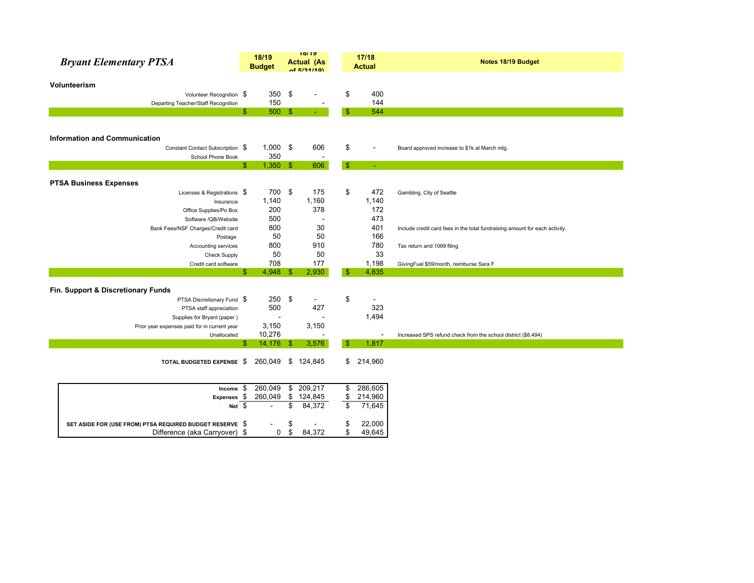# *Bryant Elementary PTSA*

| | 18/19 Budget | 18/19 Actual (As of 5/31/19) | 17/18 Actual | Notes 18/19 Budget |
|---|---|---|---|---|
| **Volunteerism** | | | | |
| Volunteer Recognition | $ 350 | $ - | $ 400 | |
| Departing Teacher/Staff Recognition | 150 | - | 144 | |
| | $ 500 | $ - | $ 544 | |
| **Information and Communication** | | | | |
| Constant Contact Subscription | $ 1,000 | $ 606 | $ - | Board approved increase to $1k at March mtg. |
| School Phone Book | 350 | - | | |
| | $ 1,350 | $ 606 | $ - | |
| **PTSA Business Expenses** | | | | |
| Licenses & Registrations | $ 700 | $ 175 | $ 472 | Gambling, City of Seattle |
| Insurance | 1,140 | 1,160 | 1,140 | |
| Office Supplies/Po Box | 200 | 378 | 172 | |
| Software /QB/Website | 500 | - | 473 | |
| Bank Fees/NSF Charges/Credit card | 800 | 30 | 401 | Include credit card fees in the total fundraising amount for each activity. |
| Postage | 50 | 50 | 166 | |
| Accounting services | 800 | 910 | 780 | Tax return and 1099 filing |
| Check Supply | 50 | 50 | 33 | |
| Credit card software | 708 | 177 | 1,198 | GivingFuel $59/month, reimburse Sara F |
| | $ 4,948 | $ 2,930 | $ 4,835 | |
| **Fin. Support & Discretionary Funds** | | | | |
| PTSA Discretionary Fund | $ 250 | $ - | $ - | |
| PTSA staff appreciation | 500 | 427 | 323 | |
| Supplies for Bryant (paper ) | - | - | 1,494 | |
| Prior year expenses paid for in current year | 3,150 | 3,150 | | |
| Unallocated | 10,276 | - | - | Increased SPS refund check from the school district ($8,494) |
| | $ 14,176 | $ 3,576 | $ 1,817 | |
| **TOTAL BUDGETED EXPENSE** | $ 260,049 | $ 124,845 | $ 214,960 | |

| | 18/19 Budget | 18/19 Actual (As of 5/31/19) | 17/18 Actual |
|---|---|---|---|
| **Income** | $ 260,049 | $ 209,217 | $ 286,605 |
| **Expenses** | $ 260,049 | $ 124,845 | $ 214,960 |
| **Net** | $ - | $ 84,372 | $ 71,645 |
| **SET ASIDE FOR (USE FROM) PTSA REQUIRED BUDGET RESERVE** | $ - | $ - | $ 22,000 |
| Difference (aka Carryover) | $ 0 | $ 84,372 | $ 49,645 |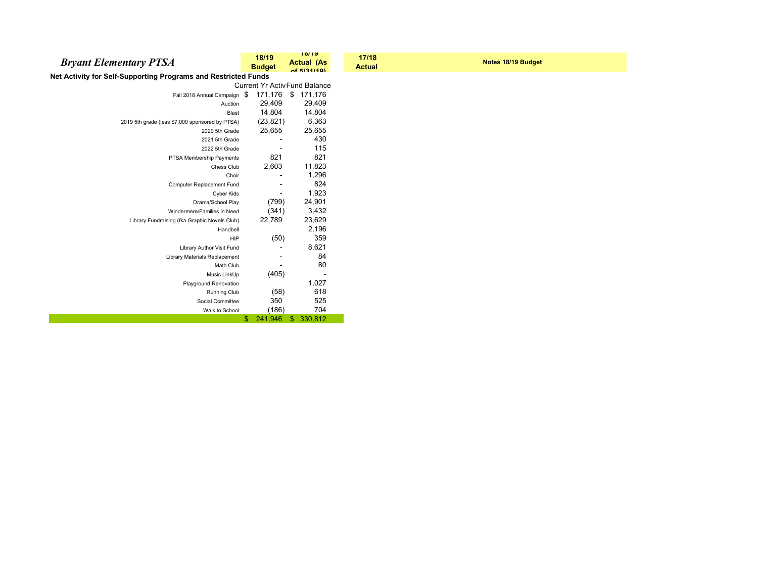# *Bryant Elementary PTSA*

| | 18/19 Budget | 18/19 Actual (As of 5/31/19) | 17/18 Actual | Notes 18/19 Budget |
|---|---|---|---|---|
| **Net Activity for Self-Supporting Programs and Restricted Funds** | | | | |
| | Current Yr Activ | Fund Balance | | |
| Fall 2018 Annual Campaign | $ 171,176 | $ 171,176 | | |
| Auction | 29,409 | 29,409 | | |
| Blast | 14,804 | 14,804 | | |
| 2019 5th grade (less $7,000 sponsored by PTSA) | (23,821) | 6,363 | | |
| 2020 5th Grade | 25,655 | 25,655 | | |
| 2021 5th Grade | - | 430 | | |
| 2022 5th Grade | - | 115 | | |
| PTSA Membership Payments | 821 | 821 | | |
| Chess Club | 2,603 | 11,823 | | |
| Choir | - | 1,296 | | |
| Computer Replacement Fund | - | 824 | | |
| Cyber Kids | - | 1,923 | | |
| Drama/School Play | (799) | 24,901 | | |
| Windermere/Families in Need | (341) | 3,432 | | |
| Library Fundraising (fka Graphic Novels Club) | 22,789 | 23,629 | | |
| Handbell | | 2,196 | | |
| HIP | (50) | 359 | | |
| Library Author Visit Fund | - | 8,621 | | |
| Library Materials Replacement | - | 84 | | |
| Math Club | - | 80 | | |
| Music LinkUp | (405) | - | | |
| Playground Renovation | | 1,027 | | |
| Running Club | (58) | 618 | | |
| Social Committee | 350 | 525 | | |
| Walk to School | (186) | 704 | | |
| | $ 241,946 | $ 330,812 | | |